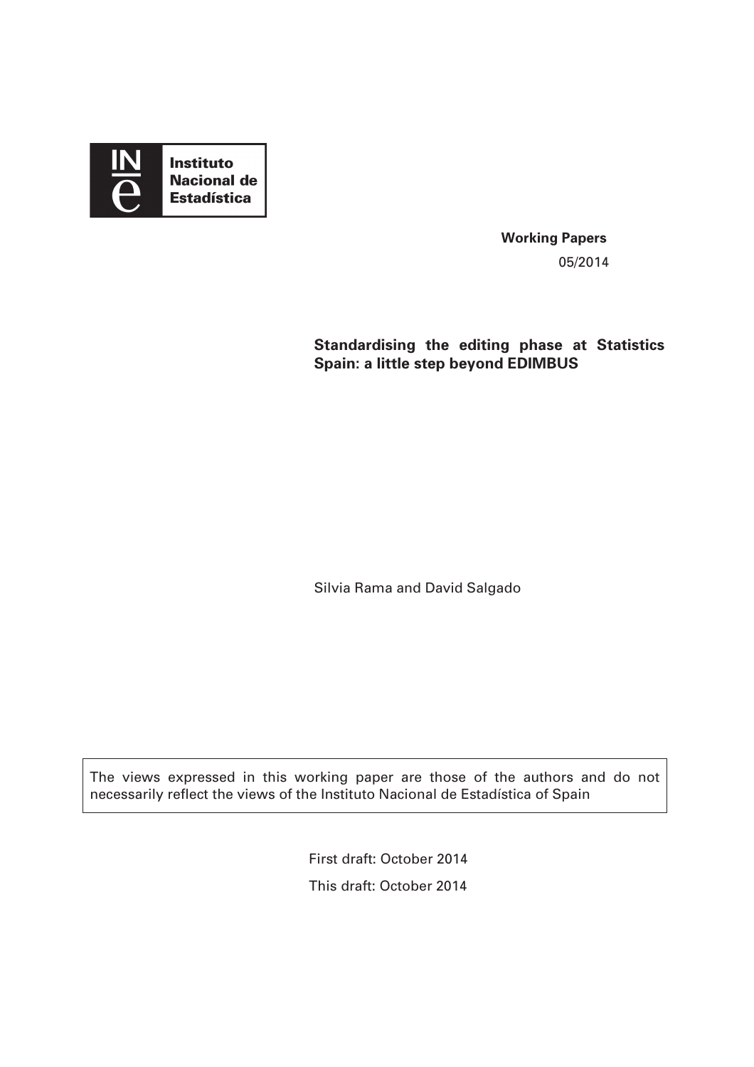Instituto Nacional de Estadística

**Working Papers**

05/2014

# Standardising the editing phase at Statistics Spain: a little step beyond EDIMBUS

Silvia Rama and David Salgado

The views expressed in this working paper are those of the authors and do not necessarily reflect the views of the Instituto Nacional de Estadística of Spain

First draft: October 2014

This draft: October 2014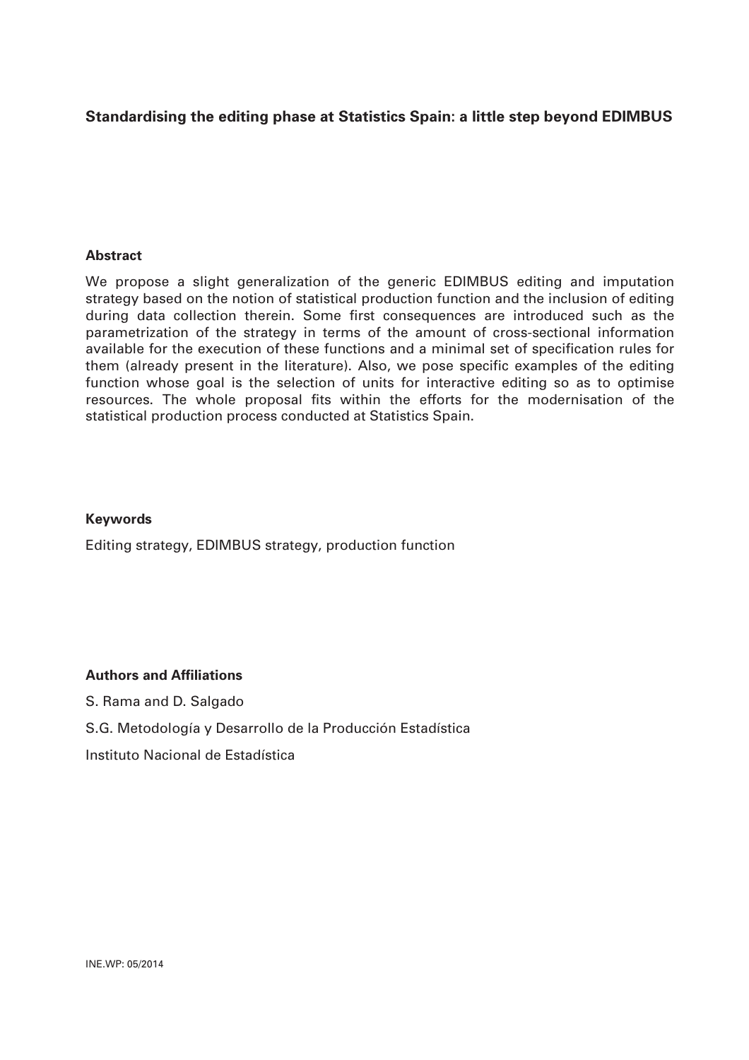**Standardising the editing phase at Statistics Spain: a little step beyond EDIMBUS**

**Abstract**

We propose a slight generalization of the generic EDIMBUS editing and imputation strategy based on the notion of statistical production function and the inclusion of editing during data collection therein. Some first consequences are introduced such as the parametrization of the strategy in terms of the amount of cross-sectional information available for the execution of these functions and a minimal set of specification rules for them (already present in the literature). Also, we pose specific examples of the editing function whose goal is the selection of units for interactive editing so as to optimise resources. The whole proposal fits within the efforts for the modernisation of the statistical production process conducted at Statistics Spain.

**Keywords**

Editing strategy, EDIMBUS strategy, production function

**Authors and Affiliations**

S. Rama and D. Salgado

S.G. Metodología y Desarrollo de la Producción Estadística

Instituto Nacional de Estadística

INE.WP: 05/2014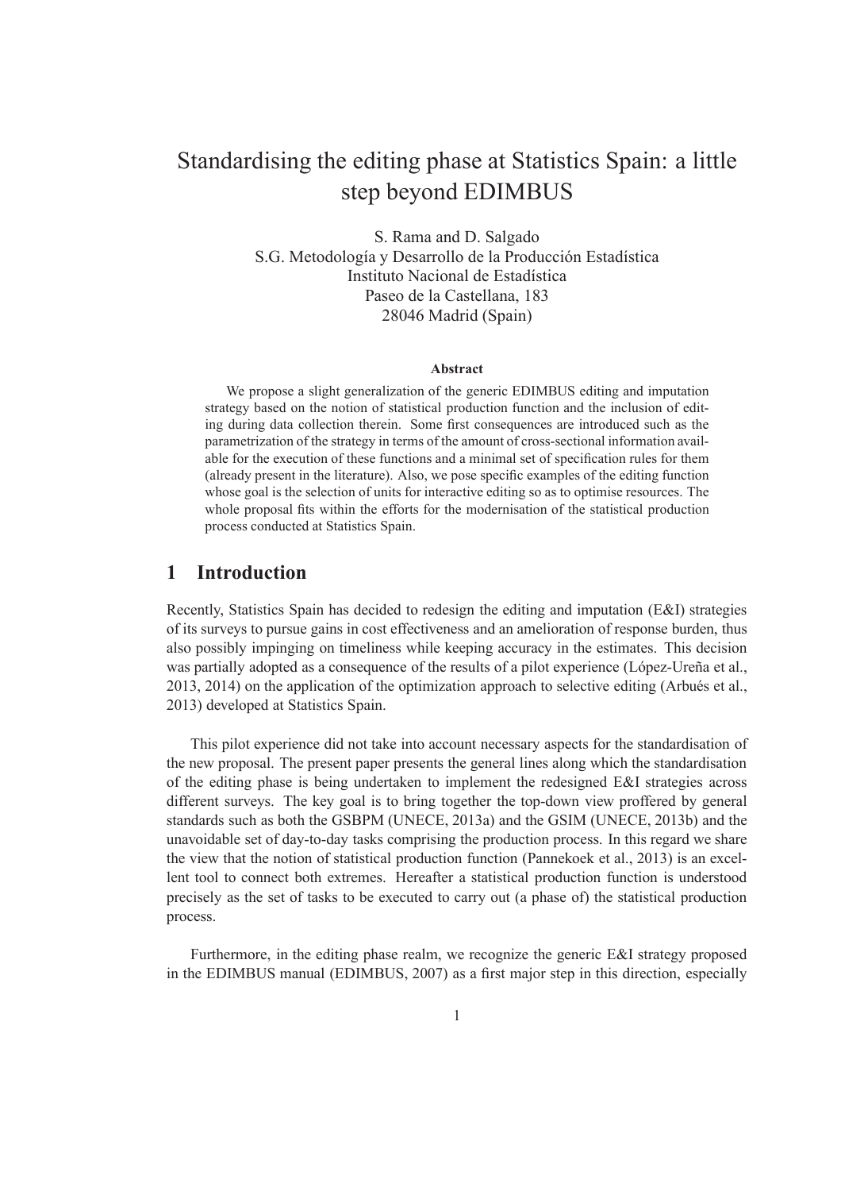# Standardising the editing phase at Statistics Spain: a little step beyond EDIMBUS

S. Rama and D. Salgado
S.G. Metodología y Desarrollo de la Producción Estadística
Instituto Nacional de Estadística
Paseo de la Castellana, 183
28046 Madrid (Spain)

**Abstract**

We propose a slight generalization of the generic EDIMBUS editing and imputation strategy based on the notion of statistical production function and the inclusion of editing during data collection therein. Some first consequences are introduced such as the parametrization of the strategy in terms of the amount of cross-sectional information available for the execution of these functions and a minimal set of specification rules for them (already present in the literature). Also, we pose specific examples of the editing function whose goal is the selection of units for interactive editing so as to optimise resources. The whole proposal fits within the efforts for the modernisation of the statistical production process conducted at Statistics Spain.

## 1 Introduction

Recently, Statistics Spain has decided to redesign the editing and imputation (E&I) strategies of its surveys to pursue gains in cost effectiveness and an amelioration of response burden, thus also possibly impinging on timeliness while keeping accuracy in the estimates. This decision was partially adopted as a consequence of the results of a pilot experience (López-Ureña et al., 2013, 2014) on the application of the optimization approach to selective editing (Arbués et al., 2013) developed at Statistics Spain.

This pilot experience did not take into account necessary aspects for the standardisation of the new proposal. The present paper presents the general lines along which the standardisation of the editing phase is being undertaken to implement the redesigned E&I strategies across different surveys. The key goal is to bring together the top-down view proffered by general standards such as both the GSBPM (UNECE, 2013a) and the GSIM (UNECE, 2013b) and the unavoidable set of day-to-day tasks comprising the production process. In this regard we share the view that the notion of statistical production function (Pannekoek et al., 2013) is an excellent tool to connect both extremes. Hereafter a statistical production function is understood precisely as the set of tasks to be executed to carry out (a phase of) the statistical production process.

Furthermore, in the editing phase realm, we recognize the generic E&I strategy proposed in the EDIMBUS manual (EDIMBUS, 2007) as a first major step in this direction, especially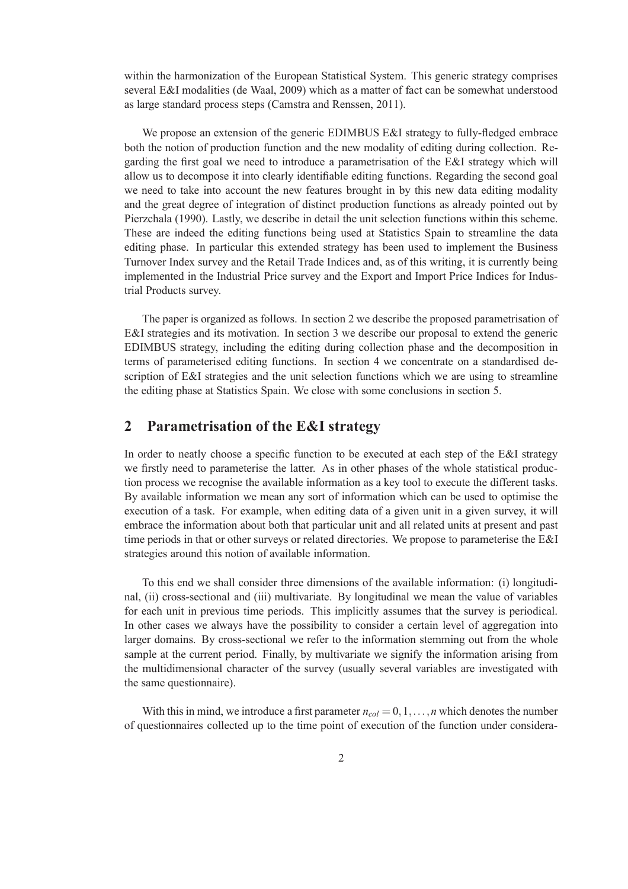within the harmonization of the European Statistical System. This generic strategy comprises several E&I modalities (de Waal, 2009) which as a matter of fact can be somewhat understood as large standard process steps (Camstra and Renssen, 2011).

We propose an extension of the generic EDIMBUS E&I strategy to fully-fledged embrace both the notion of production function and the new modality of editing during collection. Regarding the first goal we need to introduce a parametrisation of the E&I strategy which will allow us to decompose it into clearly identifiable editing functions. Regarding the second goal we need to take into account the new features brought in by this new data editing modality and the great degree of integration of distinct production functions as already pointed out by Pierzchala (1990). Lastly, we describe in detail the unit selection functions within this scheme. These are indeed the editing functions being used at Statistics Spain to streamline the data editing phase. In particular this extended strategy has been used to implement the Business Turnover Index survey and the Retail Trade Indices and, as of this writing, it is currently being implemented in the Industrial Price survey and the Export and Import Price Indices for Industrial Products survey.

The paper is organized as follows. In section 2 we describe the proposed parametrisation of E&I strategies and its motivation. In section 3 we describe our proposal to extend the generic EDIMBUS strategy, including the editing during collection phase and the decomposition in terms of parameterised editing functions. In section 4 we concentrate on a standardised description of E&I strategies and the unit selection functions which we are using to streamline the editing phase at Statistics Spain. We close with some conclusions in section 5.

## 2 Parametrisation of the E&I strategy

In order to neatly choose a specific function to be executed at each step of the E&I strategy we firstly need to parameterise the latter. As in other phases of the whole statistical production process we recognise the available information as a key tool to execute the different tasks. By available information we mean any sort of information which can be used to optimise the execution of a task. For example, when editing data of a given unit in a given survey, it will embrace the information about both that particular unit and all related units at present and past time periods in that or other surveys or related directories. We propose to parameterise the E&I strategies around this notion of available information.

To this end we shall consider three dimensions of the available information: (i) longitudinal, (ii) cross-sectional and (iii) multivariate. By longitudinal we mean the value of variables for each unit in previous time periods. This implicitly assumes that the survey is periodical. In other cases we always have the possibility to consider a certain level of aggregation into larger domains. By cross-sectional we refer to the information stemming out from the whole sample at the current period. Finally, by multivariate we signify the information arising from the multidimensional character of the survey (usually several variables are investigated with the same questionnaire).

With this in mind, we introduce a first parameter $n_{col} = 0, 1, \ldots, n$ which denotes the number of questionnaires collected up to the time point of execution of the function under considera-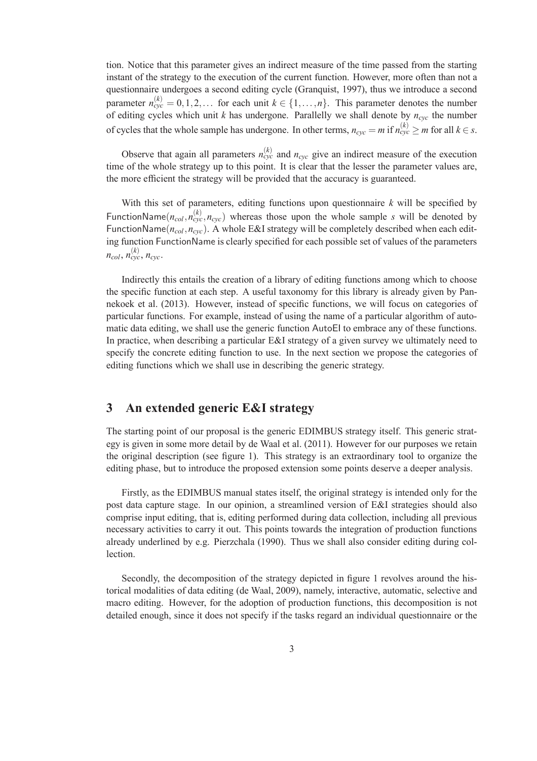tion. Notice that this parameter gives an indirect measure of the time passed from the starting instant of the strategy to the execution of the current function. However, more often than not a questionnaire undergoes a second editing cycle (Granquist, 1997), thus we introduce a second parameter $n_{cyc}^{(k)} = 0, 1, 2, \ldots$ for each unit $k \in \{1, \ldots, n\}$. This parameter denotes the number of editing cycles which unit $k$ has undergone. Parallelly we shall denote by $n_{cyc}$ the number of cycles that the whole sample has undergone. In other terms, $n_{cyc} = m$ if $n_{cyc}^{(k)} \geq m$ for all $k \in s$.

Observe that again all parameters $n_{cyc}^{(k)}$ and $n_{cyc}$ give an indirect measure of the execution time of the whole strategy up to this point. It is clear that the lesser the parameter values are, the more efficient the strategy will be provided that the accuracy is guaranteed.

With this set of parameters, editing functions upon questionnaire $k$ will be specified by $\mathsf{FunctionName}(n_{col}, n_{cyc}^{(k)}, n_{cyc})$ whereas those upon the whole sample $s$ will be denoted by $\mathsf{FunctionName}(n_{col}, n_{cyc})$. A whole E&I strategy will be completely described when each editing function FunctionName is clearly specified for each possible set of values of the parameters $n_{col}$, $n_{cyc}^{(k)}$, $n_{cyc}$.

Indirectly this entails the creation of a library of editing functions among which to choose the specific function at each step. A useful taxonomy for this library is already given by Pannekoek et al. (2013). However, instead of specific functions, we will focus on categories of particular functions. For example, instead of using the name of a particular algorithm of automatic data editing, we shall use the generic function AutoEI to embrace any of these functions. In practice, when describing a particular E&I strategy of a given survey we ultimately need to specify the concrete editing function to use. In the next section we propose the categories of editing functions which we shall use in describing the generic strategy.

## 3 An extended generic E&I strategy

The starting point of our proposal is the generic EDIMBUS strategy itself. This generic strategy is given in some more detail by de Waal et al. (2011). However for our purposes we retain the original description (see figure 1). This strategy is an extraordinary tool to organize the editing phase, but to introduce the proposed extension some points deserve a deeper analysis.

Firstly, as the EDIMBUS manual states itself, the original strategy is intended only for the post data capture stage. In our opinion, a streamlined version of E&I strategies should also comprise input editing, that is, editing performed during data collection, including all previous necessary activities to carry it out. This points towards the integration of production functions already underlined by e.g. Pierzchala (1990). Thus we shall also consider editing during collection.

Secondly, the decomposition of the strategy depicted in figure 1 revolves around the historical modalities of data editing (de Waal, 2009), namely, interactive, automatic, selective and macro editing. However, for the adoption of production functions, this decomposition is not detailed enough, since it does not specify if the tasks regard an individual questionnaire or the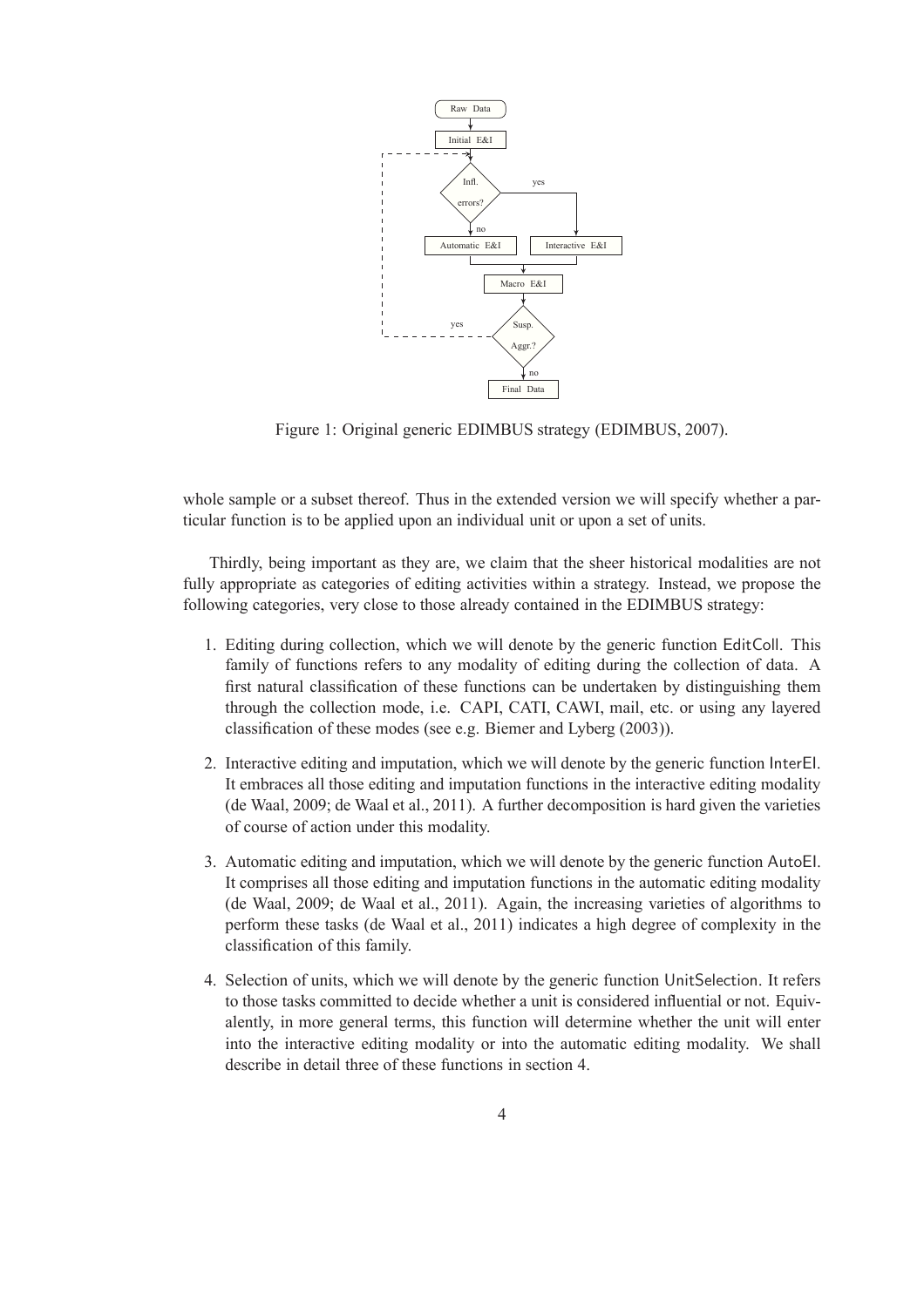Figure 1: Original generic EDIMBUS strategy (EDIMBUS, 2007).

whole sample or a subset thereof. Thus in the extended version we will specify whether a particular function is to be applied upon an individual unit or upon a set of units.

Thirdly, being important as they are, we claim that the sheer historical modalities are not fully appropriate as categories of editing activities within a strategy. Instead, we propose the following categories, very close to those already contained in the EDIMBUS strategy:

1. Editing during collection, which we will denote by the generic function EditColl. This family of functions refers to any modality of editing during the collection of data. A first natural classification of these functions can be undertaken by distinguishing them through the collection mode, i.e. CAPI, CATI, CAWI, mail, etc. or using any layered classification of these modes (see e.g. Biemer and Lyberg (2003)).

2. Interactive editing and imputation, which we will denote by the generic function InterEI. It embraces all those editing and imputation functions in the interactive editing modality (de Waal, 2009; de Waal et al., 2011). A further decomposition is hard given the varieties of course of action under this modality.

3. Automatic editing and imputation, which we will denote by the generic function AutoEI. It comprises all those editing and imputation functions in the automatic editing modality (de Waal, 2009; de Waal et al., 2011). Again, the increasing varieties of algorithms to perform these tasks (de Waal et al., 2011) indicates a high degree of complexity in the classification of this family.

4. Selection of units, which we will denote by the generic function UnitSelection. It refers to those tasks committed to decide whether a unit is considered influential or not. Equivalently, in more general terms, this function will determine whether the unit will enter into the interactive editing modality or into the automatic editing modality. We shall describe in detail three of these functions in section 4.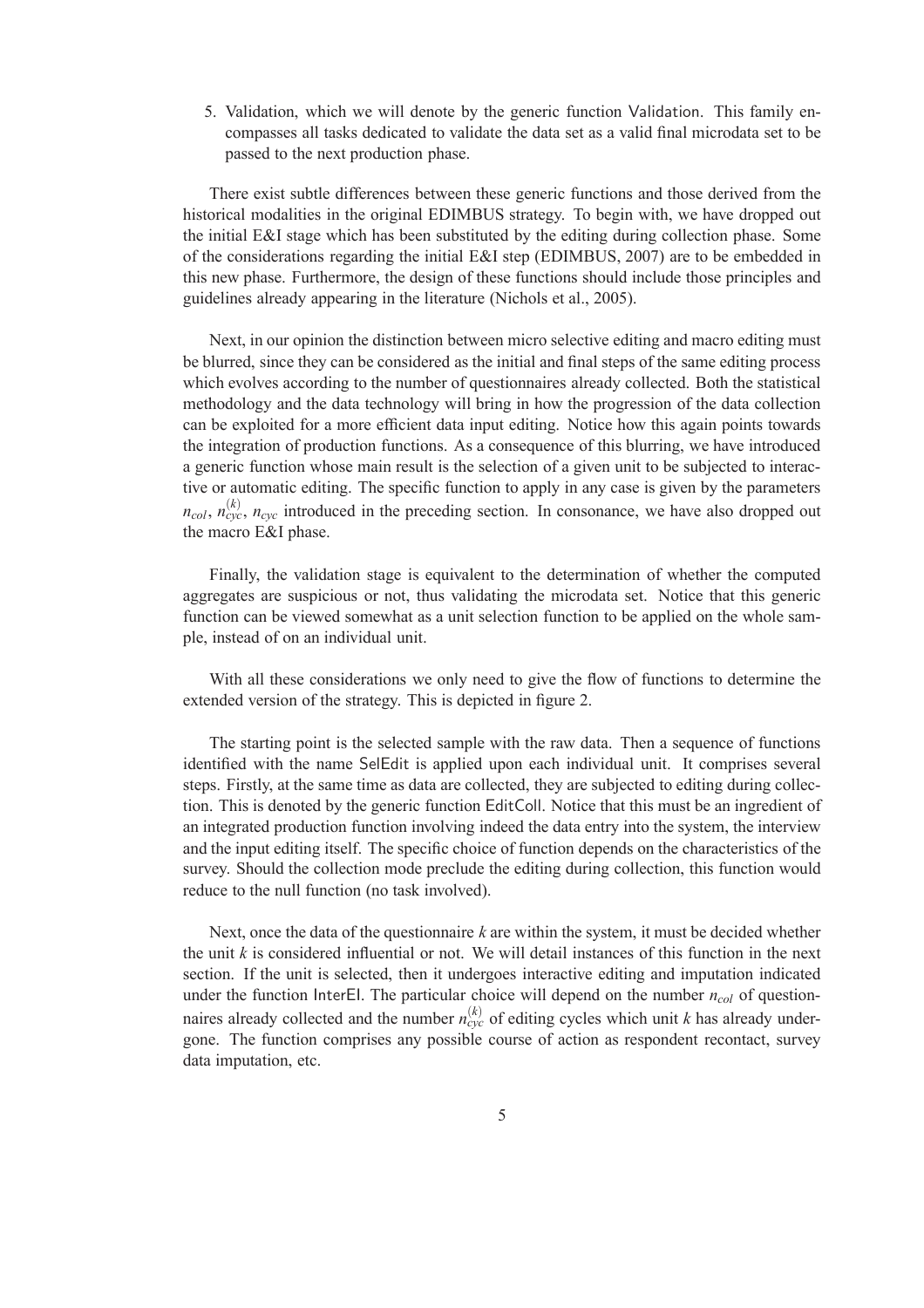5. Validation, which we will denote by the generic function Validation. This family encompasses all tasks dedicated to validate the data set as a valid final microdata set to be passed to the next production phase.

There exist subtle differences between these generic functions and those derived from the historical modalities in the original EDIMBUS strategy. To begin with, we have dropped out the initial E&I stage which has been substituted by the editing during collection phase. Some of the considerations regarding the initial E&I step (EDIMBUS, 2007) are to be embedded in this new phase. Furthermore, the design of these functions should include those principles and guidelines already appearing in the literature (Nichols et al., 2005).

Next, in our opinion the distinction between micro selective editing and macro editing must be blurred, since they can be considered as the initial and final steps of the same editing process which evolves according to the number of questionnaires already collected. Both the statistical methodology and the data technology will bring in how the progression of the data collection can be exploited for a more efficient data input editing. Notice how this again points towards the integration of production functions. As a consequence of this blurring, we have introduced a generic function whose main result is the selection of a given unit to be subjected to interactive or automatic editing. The specific function to apply in any case is given by the parameters $n_{col}$, $n_{cyc}^{(k)}$, $n_{cyc}$ introduced in the preceding section. In consonance, we have also dropped out the macro E&I phase.

Finally, the validation stage is equivalent to the determination of whether the computed aggregates are suspicious or not, thus validating the microdata set. Notice that this generic function can be viewed somewhat as a unit selection function to be applied on the whole sample, instead of on an individual unit.

With all these considerations we only need to give the flow of functions to determine the extended version of the strategy. This is depicted in figure 2.

The starting point is the selected sample with the raw data. Then a sequence of functions identified with the name SelEdit is applied upon each individual unit. It comprises several steps. Firstly, at the same time as data are collected, they are subjected to editing during collection. This is denoted by the generic function EditColl. Notice that this must be an ingredient of an integrated production function involving indeed the data entry into the system, the interview and the input editing itself. The specific choice of function depends on the characteristics of the survey. Should the collection mode preclude the editing during collection, this function would reduce to the null function (no task involved).

Next, once the data of the questionnaire $k$ are within the system, it must be decided whether the unit $k$ is considered influential or not. We will detail instances of this function in the next section. If the unit is selected, then it undergoes interactive editing and imputation indicated under the function InterEI. The particular choice will depend on the number $n_{col}$ of questionnaires already collected and the number $n_{cyc}^{(k)}$ of editing cycles which unit $k$ has already undergone. The function comprises any possible course of action as respondent recontact, survey data imputation, etc.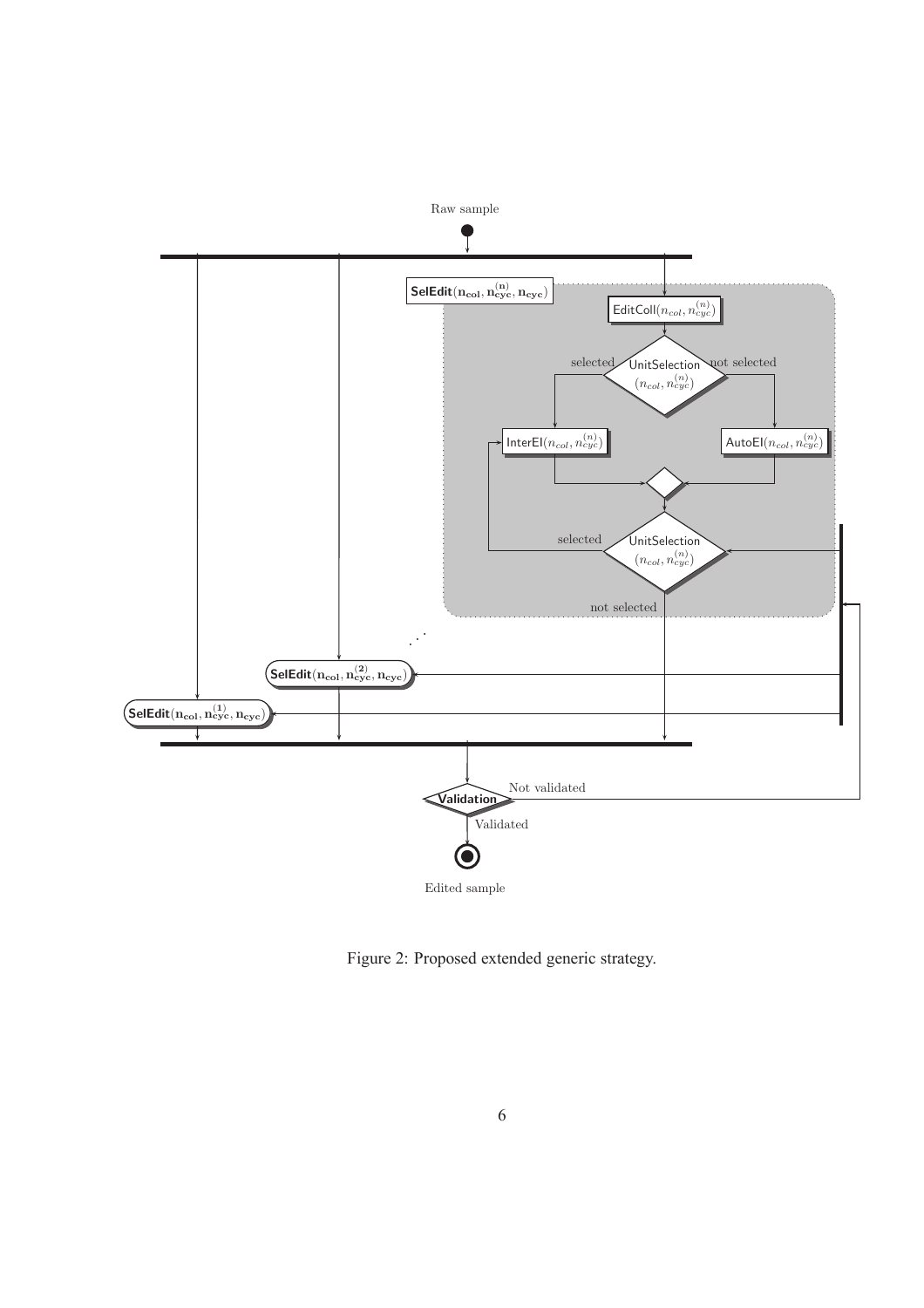Figure 2: Proposed extended generic strategy.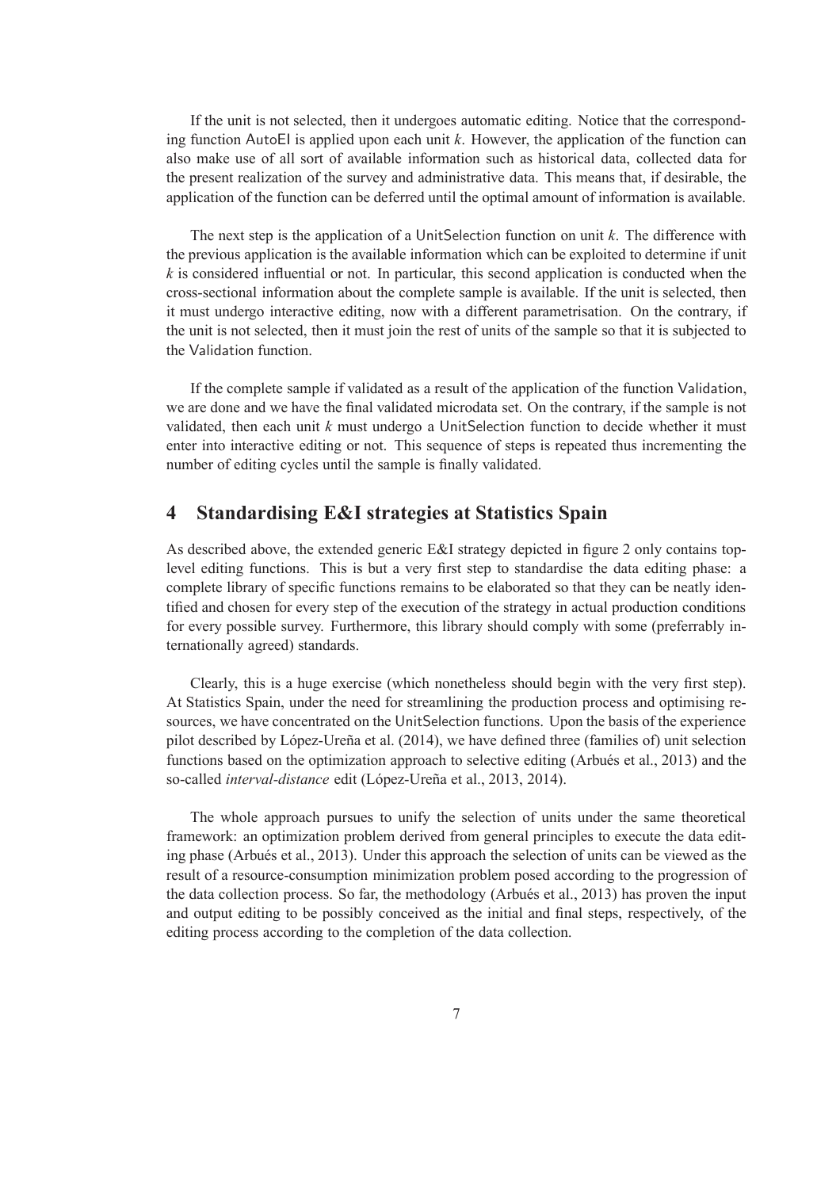If the unit is not selected, then it undergoes automatic editing. Notice that the corresponding function AutoEI is applied upon each unit $k$. However, the application of the function can also make use of all sort of available information such as historical data, collected data for the present realization of the survey and administrative data. This means that, if desirable, the application of the function can be deferred until the optimal amount of information is available.

The next step is the application of a UnitSelection function on unit $k$. The difference with the previous application is the available information which can be exploited to determine if unit $k$ is considered influential or not. In particular, this second application is conducted when the cross-sectional information about the complete sample is available. If the unit is selected, then it must undergo interactive editing, now with a different parametrisation. On the contrary, if the unit is not selected, then it must join the rest of units of the sample so that it is subjected to the Validation function.

If the complete sample if validated as a result of the application of the function Validation, we are done and we have the final validated microdata set. On the contrary, if the sample is not validated, then each unit $k$ must undergo a UnitSelection function to decide whether it must enter into interactive editing or not. This sequence of steps is repeated thus incrementing the number of editing cycles until the sample is finally validated.

## 4 Standardising E&I strategies at Statistics Spain

As described above, the extended generic E&I strategy depicted in figure 2 only contains top-level editing functions. This is but a very first step to standardise the data editing phase: a complete library of specific functions remains to be elaborated so that they can be neatly identified and chosen for every step of the execution of the strategy in actual production conditions for every possible survey. Furthermore, this library should comply with some (preferrably internationally agreed) standards.

Clearly, this is a huge exercise (which nonetheless should begin with the very first step). At Statistics Spain, under the need for streamlining the production process and optimising resources, we have concentrated on the UnitSelection functions. Upon the basis of the experience pilot described by López-Ureña et al. (2014), we have defined three (families of) unit selection functions based on the optimization approach to selective editing (Arbués et al., 2013) and the so-called *interval-distance* edit (López-Ureña et al., 2013, 2014).

The whole approach pursues to unify the selection of units under the same theoretical framework: an optimization problem derived from general principles to execute the data editing phase (Arbués et al., 2013). Under this approach the selection of units can be viewed as the result of a resource-consumption minimization problem posed according to the progression of the data collection process. So far, the methodology (Arbués et al., 2013) has proven the input and output editing to be possibly conceived as the initial and final steps, respectively, of the editing process according to the completion of the data collection.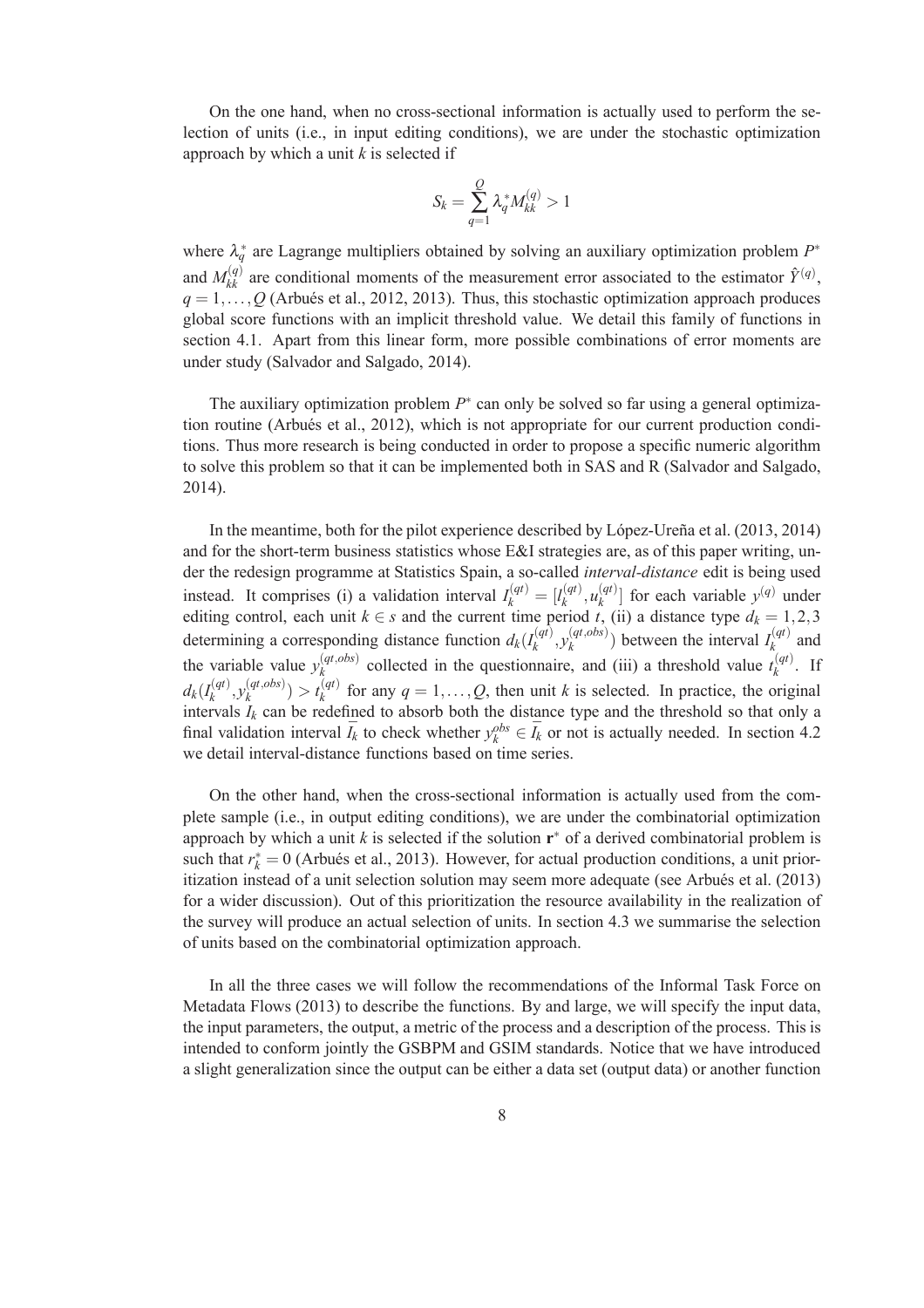On the one hand, when no cross-sectional information is actually used to perform the selection of units (i.e., in input editing conditions), we are under the stochastic optimization approach by which a unit $k$ is selected if

$$S_k = \sum_{q=1}^{Q} \lambda_q^* M_{kk}^{(q)} > 1$$

where $\lambda_q^*$ are Lagrange multipliers obtained by solving an auxiliary optimization problem $P^*$ and $M_{kk}^{(q)}$ are conditional moments of the measurement error associated to the estimator $\hat{Y}^{(q)}$, $q = 1, \ldots, Q$ (Arbués et al., 2012, 2013). Thus, this stochastic optimization approach produces global score functions with an implicit threshold value. We detail this family of functions in section 4.1. Apart from this linear form, more possible combinations of error moments are under study (Salvador and Salgado, 2014).

The auxiliary optimization problem $P^*$ can only be solved so far using a general optimization routine (Arbués et al., 2012), which is not appropriate for our current production conditions. Thus more research is being conducted in order to propose a specific numeric algorithm to solve this problem so that it can be implemented both in SAS and R (Salvador and Salgado, 2014).

In the meantime, both for the pilot experience described by López-Ureña et al. (2013, 2014) and for the short-term business statistics whose E&I strategies are, as of this paper writing, under the redesign programme at Statistics Spain, a so-called *interval-distance* edit is being used instead. It comprises (i) a validation interval $I_k^{(qt)} = [l_k^{(qt)}, u_k^{(qt)}]$ for each variable $y^{(q)}$ under editing control, each unit $k \in s$ and the current time period $t$, (ii) a distance type $d_k = 1, 2, 3$ determining a corresponding distance function $d_k(I_k^{(qt)}, y_k^{(qt,obs)})$ between the interval $I_k^{(qt)}$ and the variable value $y_k^{(qt,obs)}$ collected in the questionnaire, and (iii) a threshold value $t_k^{(qt)}$. If $d_k(I_k^{(qt)}, y_k^{(qt,obs)}) > t_k^{(qt)}$ for any $q = 1, \ldots, Q$, then unit $k$ is selected. In practice, the original intervals $I_k$ can be redefined to absorb both the distance type and the threshold so that only a final validation interval $\bar{I}_k$ to check whether $y_k^{obs} \in \bar{I}_k$ or not is actually needed. In section 4.2 we detail interval-distance functions based on time series.

On the other hand, when the cross-sectional information is actually used from the complete sample (i.e., in output editing conditions), we are under the combinatorial optimization approach by which a unit $k$ is selected if the solution $\mathbf{r}^*$ of a derived combinatorial problem is such that $r_k^* = 0$ (Arbués et al., 2013). However, for actual production conditions, a unit prioritization instead of a unit selection solution may seem more adequate (see Arbués et al. (2013) for a wider discussion). Out of this prioritization the resource availability in the realization of the survey will produce an actual selection of units. In section 4.3 we summarise the selection of units based on the combinatorial optimization approach.

In all the three cases we will follow the recommendations of the Informal Task Force on Metadata Flows (2013) to describe the functions. By and large, we will specify the input data, the input parameters, the output, a metric of the process and a description of the process. This is intended to conform jointly the GSBPM and GSIM standards. Notice that we have introduced a slight generalization since the output can be either a data set (output data) or another function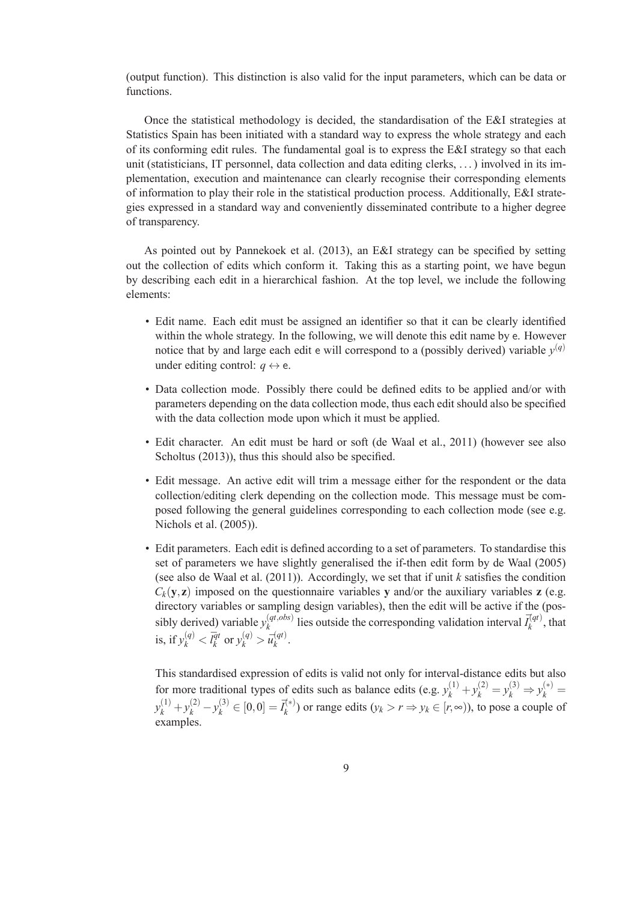(output function). This distinction is also valid for the input parameters, which can be data or functions.

Once the statistical methodology is decided, the standardisation of the E&I strategies at Statistics Spain has been initiated with a standard way to express the whole strategy and each of its conforming edit rules. The fundamental goal is to express the E&I strategy so that each unit (statisticians, IT personnel, data collection and data editing clerks, ...) involved in its implementation, execution and maintenance can clearly recognise their corresponding elements of information to play their role in the statistical production process. Additionally, E&I strategies expressed in a standard way and conveniently disseminated contribute to a higher degree of transparency.

As pointed out by Pannekoek et al. (2013), an E&I strategy can be specified by setting out the collection of edits which conform it. Taking this as a starting point, we have begun by describing each edit in a hierarchical fashion. At the top level, we include the following elements:

- Edit name. Each edit must be assigned an identifier so that it can be clearly identified within the whole strategy. In the following, we will denote this edit name by $\mathsf{e}$. However notice that by and large each edit $\mathsf{e}$ will correspond to a (possibly derived) variable $y^{(q)}$ under editing control: $q \leftrightarrow \mathsf{e}$.
- Data collection mode. Possibly there could be defined edits to be applied and/or with parameters depending on the data collection mode, thus each edit should also be specified with the data collection mode upon which it must be applied.
- Edit character. An edit must be hard or soft (de Waal et al., 2011) (however see also Scholtus (2013)), thus this should also be specified.
- Edit message. An active edit will trim a message either for the respondent or the data collection/editing clerk depending on the collection mode. This message must be composed following the general guidelines corresponding to each collection mode (see e.g. Nichols et al. (2005)).
- Edit parameters. Each edit is defined according to a set of parameters. To standardise this set of parameters we have slightly generalised the if-then edit form by de Waal (2005) (see also de Waal et al. (2011)). Accordingly, we set that if unit $k$ satisfies the condition $C_k(\mathbf{y}, \mathbf{z})$ imposed on the questionnaire variables $\mathbf{y}$ and/or the auxiliary variables $\mathbf{z}$ (e.g. directory variables or sampling design variables), then the edit will be active if the (possibly derived) variable $y_k^{(qt,obs)}$ lies outside the corresponding validation interval $\vec{I}_k^{(qt)}$, that is, if $y_k^{(q)} < \vec{l}_k^{qt}$ or $y_k^{(q)} > \vec{u}_k^{(qt)}$.

  This standardised expression of edits is valid not only for interval-distance edits but also for more traditional types of edits such as balance edits (e.g. $y_k^{(1)} + y_k^{(2)} = y_k^{(3)} \Rightarrow y_k^{(*)} = y_k^{(1)} + y_k^{(2)} - y_k^{(3)} \in [0,0] = \vec{I}_k^{(*)}$) or range edits ($y_k > r \Rightarrow y_k \in [r, \infty)$), to pose a couple of examples.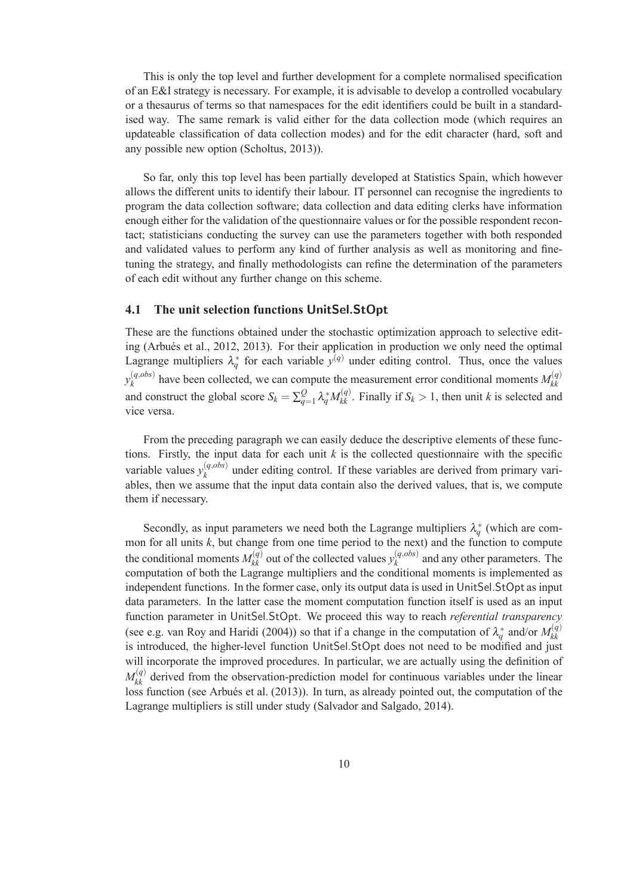This is only the top level and further development for a complete normalised specification of an E&I strategy is necessary. For example, it is advisable to develop a controlled vocabulary or a thesaurus of terms so that namespaces for the edit identifiers could be built in a standardised way. The same remark is valid either for the data collection mode (which requires an updateable classification of data collection modes) and for the edit character (hard, soft and any possible new option (Scholtus, 2013)).

So far, only this top level has been partially developed at Statistics Spain, which however allows the different units to identify their labour. IT personnel can recognise the ingredients to program the data collection software; data collection and data editing clerks have information enough either for the validation of the questionnaire values or for the possible respondent recontact; statisticians conducting the survey can use the parameters together with both responded and validated values to perform any kind of further analysis as well as monitoring and finetuning the strategy, and finally methodologists can refine the determination of the parameters of each edit without any further change on this scheme.

### 4.1 The unit selection functions UnitSel.StOpt

These are the functions obtained under the stochastic optimization approach to selective editing (Arbués et al., 2012, 2013). For their application in production we only need the optimal Lagrange multipliers $\lambda_q^*$ for each variable $y^{(q)}$ under editing control. Thus, once the values $y_k^{(q,obs)}$ have been collected, we can compute the measurement error conditional moments $M_{kk}^{(q)}$ and construct the global score $S_k = \sum_{q=1}^{Q} \lambda_q^* M_{kk}^{(q)}$. Finally if $S_k > 1$, then unit $k$ is selected and vice versa.

From the preceding paragraph we can easily deduce the descriptive elements of these functions. Firstly, the input data for each unit $k$ is the collected questionnaire with the specific variable values $y_k^{(q,obs)}$ under editing control. If these variables are derived from primary variables, then we assume that the input data contain also the derived values, that is, we compute them if necessary.

Secondly, as input parameters we need both the Lagrange multipliers $\lambda_q^*$ (which are common for all units $k$, but change from one time period to the next) and the function to compute the conditional moments $M_{kk}^{(q)}$ out of the collected values $y_k^{(q,obs)}$ and any other parameters. The computation of both the Lagrange multipliers and the conditional moments is implemented as independent functions. In the former case, only its output data is used in UnitSel.StOpt as input data parameters. In the latter case the moment computation function itself is used as an input function parameter in UnitSel.StOpt. We proceed this way to reach *referential transparency* (see e.g. van Roy and Haridi (2004)) so that if a change in the computation of $\lambda_q^*$ and/or $M_{kk}^{(q)}$ is introduced, the higher-level function UnitSel.StOpt does not need to be modified and just will incorporate the improved procedures. In particular, we are actually using the definition of $M_{kk}^{(q)}$ derived from the observation-prediction model for continuous variables under the linear loss function (see Arbués et al. (2013)). In turn, as already pointed out, the computation of the Lagrange multipliers is still under study (Salvador and Salgado, 2014).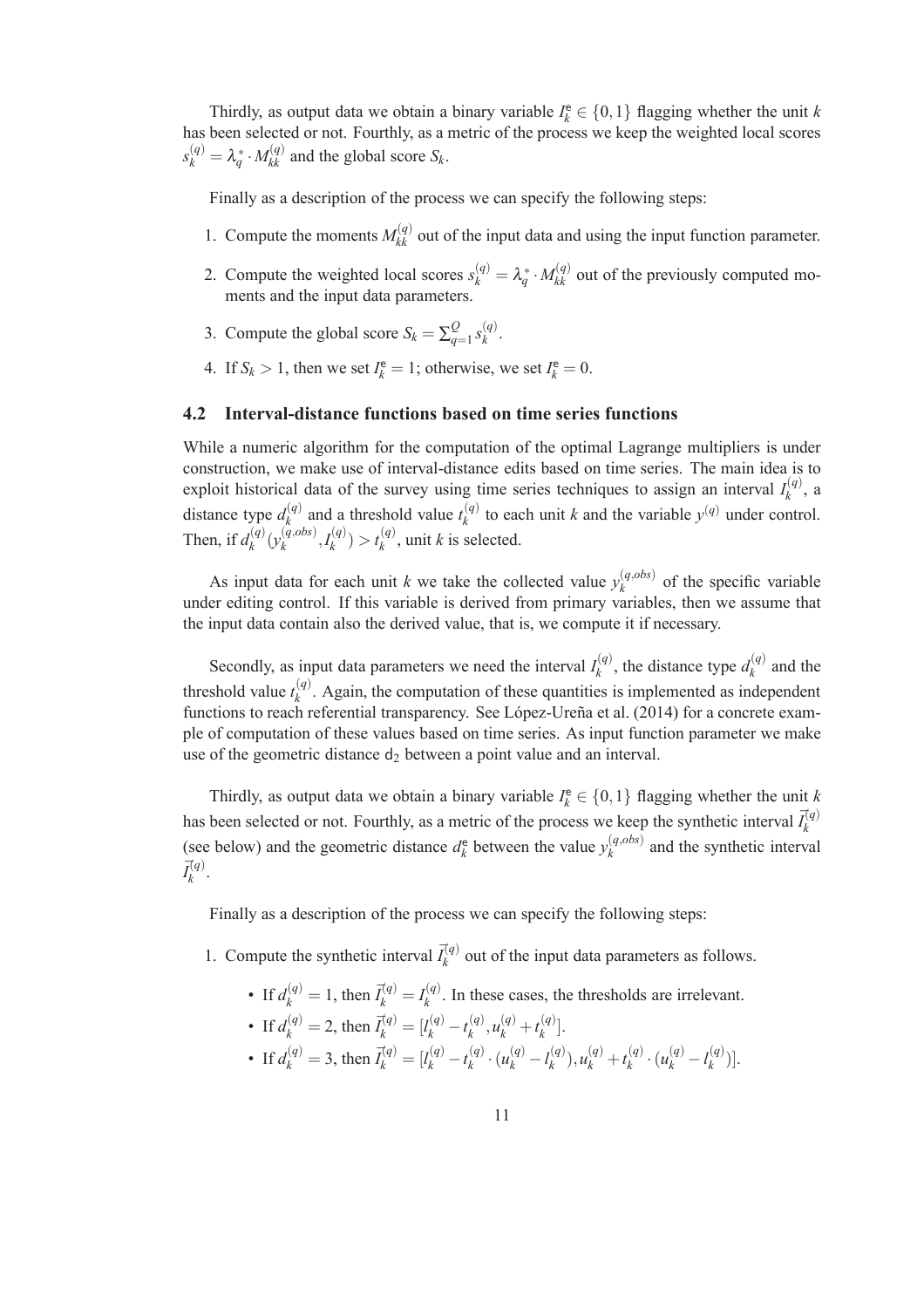Thirdly, as output data we obtain a binary variable $I_k^{\mathsf{e}} \in \{0,1\}$ flagging whether the unit $k$ has been selected or not. Fourthly, as a metric of the process we keep the weighted local scores $s_k^{(q)} = \lambda_q^* \cdot M_{kk}^{(q)}$ and the global score $S_k$.

Finally as a description of the process we can specify the following steps:

1. Compute the moments $M_{kk}^{(q)}$ out of the input data and using the input function parameter.
2. Compute the weighted local scores $s_k^{(q)} = \lambda_q^* \cdot M_{kk}^{(q)}$ out of the previously computed moments and the input data parameters.
3. Compute the global score $S_k = \sum_{q=1}^{Q} s_k^{(q)}$.
4. If $S_k > 1$, then we set $I_k^{\mathsf{e}} = 1$; otherwise, we set $I_k^{\mathsf{e}} = 0$.

## 4.2 Interval-distance functions based on time series functions

While a numeric algorithm for the computation of the optimal Lagrange multipliers is under construction, we make use of interval-distance edits based on time series. The main idea is to exploit historical data of the survey using time series techniques to assign an interval $I_k^{(q)}$, a distance type $d_k^{(q)}$ and a threshold value $t_k^{(q)}$ to each unit $k$ and the variable $y^{(q)}$ under control. Then, if $d_k^{(q)}(y_k^{(q,obs)}, I_k^{(q)}) > t_k^{(q)}$, unit $k$ is selected.

As input data for each unit $k$ we take the collected value $y_k^{(q,obs)}$ of the specific variable under editing control. If this variable is derived from primary variables, then we assume that the input data contain also the derived value, that is, we compute it if necessary.

Secondly, as input data parameters we need the interval $I_k^{(q)}$, the distance type $d_k^{(q)}$ and the threshold value $t_k^{(q)}$. Again, the computation of these quantities is implemented as independent functions to reach referential transparency. See López-Ureña et al. (2014) for a concrete example of computation of these values based on time series. As input function parameter we make use of the geometric distance $\mathsf{d}_2$ between a point value and an interval.

Thirdly, as output data we obtain a binary variable $I_k^{\mathsf{e}} \in \{0,1\}$ flagging whether the unit $k$ has been selected or not. Fourthly, as a metric of the process we keep the synthetic interval $\bar{I}_k^{(q)}$ (see below) and the geometric distance $d_k^{\mathsf{e}}$ between the value $y_k^{(q,obs)}$ and the synthetic interval $\bar{I}_k^{(q)}$.

Finally as a description of the process we can specify the following steps:

1. Compute the synthetic interval $\bar{I}_k^{(q)}$ out of the input data parameters as follows.
   - If $d_k^{(q)} = 1$, then $\bar{I}_k^{(q)} = I_k^{(q)}$. In these cases, the thresholds are irrelevant.
   - If $d_k^{(q)} = 2$, then $\bar{I}_k^{(q)} = [l_k^{(q)} - t_k^{(q)}, u_k^{(q)} + t_k^{(q)}]$.
   - If $d_k^{(q)} = 3$, then $\bar{I}_k^{(q)} = [l_k^{(q)} - t_k^{(q)} \cdot (u_k^{(q)} - l_k^{(q)}), u_k^{(q)} + t_k^{(q)} \cdot (u_k^{(q)} - l_k^{(q)})]$.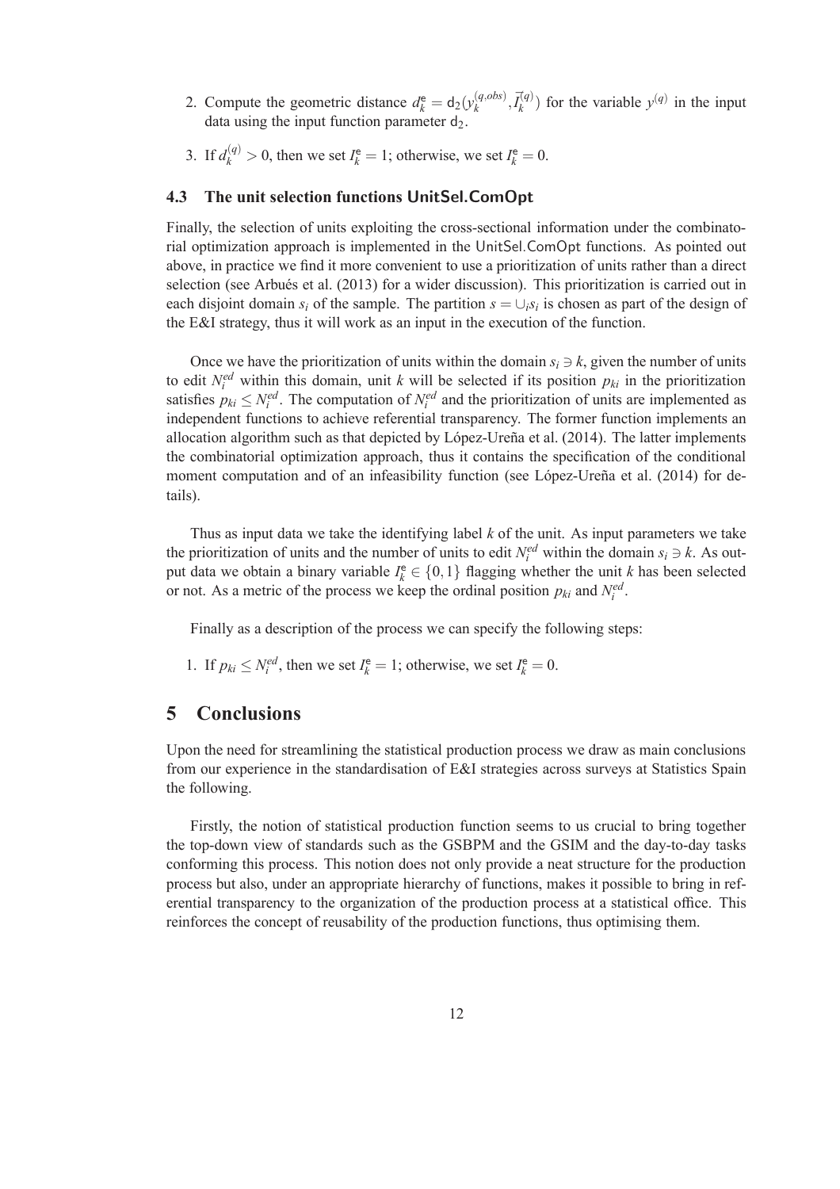2. Compute the geometric distance $d_k^{\mathsf{e}} = \mathsf{d}_2(y_k^{(q,obs)}, \vec{I}_k^{(q)})$ for the variable $y^{(q)}$ in the input data using the input function parameter $\mathsf{d}_2$.

3. If $d_k^{(q)} > 0$, then we set $I_k^{\mathsf{e}} = 1$; otherwise, we set $I_k^{\mathsf{e}} = 0$.

### 4.3 The unit selection functions UnitSel.ComOpt

Finally, the selection of units exploiting the cross-sectional information under the combinatorial optimization approach is implemented in the UnitSel.ComOpt functions. As pointed out above, in practice we find it more convenient to use a prioritization of units rather than a direct selection (see Arbués et al. (2013) for a wider discussion). This prioritization is carried out in each disjoint domain $s_i$ of the sample. The partition $s = \cup_i s_i$ is chosen as part of the design of the E&I strategy, thus it will work as an input in the execution of the function.

Once we have the prioritization of units within the domain $s_i \ni k$, given the number of units to edit $N_i^{ed}$ within this domain, unit $k$ will be selected if its position $p_{ki}$ in the prioritization satisfies $p_{ki} \leq N_i^{ed}$. The computation of $N_i^{ed}$ and the prioritization of units are implemented as independent functions to achieve referential transparency. The former function implements an allocation algorithm such as that depicted by López-Ureña et al. (2014). The latter implements the combinatorial optimization approach, thus it contains the specification of the conditional moment computation and of an infeasibility function (see López-Ureña et al. (2014) for details).

Thus as input data we take the identifying label $k$ of the unit. As input parameters we take the prioritization of units and the number of units to edit $N_i^{ed}$ within the domain $s_i \ni k$. As output data we obtain a binary variable $I_k^{\mathsf{e}} \in \{0,1\}$ flagging whether the unit $k$ has been selected or not. As a metric of the process we keep the ordinal position $p_{ki}$ and $N_i^{ed}$.

Finally as a description of the process we can specify the following steps:

1. If $p_{ki} \leq N_i^{ed}$, then we set $I_k^{\mathsf{e}} = 1$; otherwise, we set $I_k^{\mathsf{e}} = 0$.

## 5 Conclusions

Upon the need for streamlining the statistical production process we draw as main conclusions from our experience in the standardisation of E&I strategies across surveys at Statistics Spain the following.

Firstly, the notion of statistical production function seems to us crucial to bring together the top-down view of standards such as the GSBPM and the GSIM and the day-to-day tasks conforming this process. This notion does not only provide a neat structure for the production process but also, under an appropriate hierarchy of functions, makes it possible to bring in referential transparency to the organization of the production process at a statistical office. This reinforces the concept of reusability of the production functions, thus optimising them.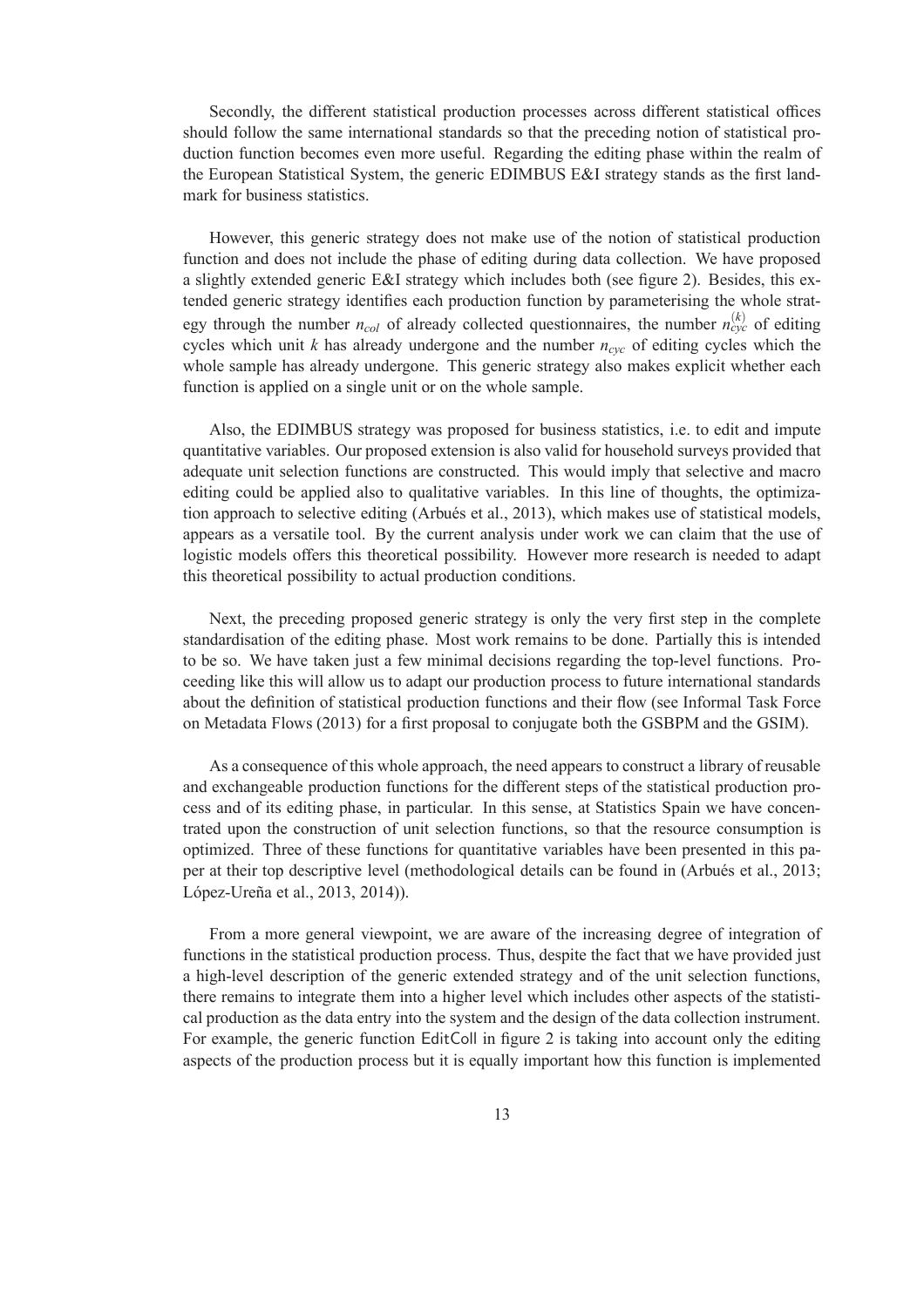Secondly, the different statistical production processes across different statistical offices should follow the same international standards so that the preceding notion of statistical production function becomes even more useful. Regarding the editing phase within the realm of the European Statistical System, the generic EDIMBUS E&I strategy stands as the first landmark for business statistics.

However, this generic strategy does not make use of the notion of statistical production function and does not include the phase of editing during data collection. We have proposed a slightly extended generic E&I strategy which includes both (see figure 2). Besides, this extended generic strategy identifies each production function by parameterising the whole strategy through the number $n_{col}$ of already collected questionnaires, the number $n_{cyc}^{(k)}$ of editing cycles which unit $k$ has already undergone and the number $n_{cyc}$ of editing cycles which the whole sample has already undergone. This generic strategy also makes explicit whether each function is applied on a single unit or on the whole sample.

Also, the EDIMBUS strategy was proposed for business statistics, i.e. to edit and impute quantitative variables. Our proposed extension is also valid for household surveys provided that adequate unit selection functions are constructed. This would imply that selective and macro editing could be applied also to qualitative variables. In this line of thoughts, the optimization approach to selective editing (Arbués et al., 2013), which makes use of statistical models, appears as a versatile tool. By the current analysis under work we can claim that the use of logistic models offers this theoretical possibility. However more research is needed to adapt this theoretical possibility to actual production conditions.

Next, the preceding proposed generic strategy is only the very first step in the complete standardisation of the editing phase. Most work remains to be done. Partially this is intended to be so. We have taken just a few minimal decisions regarding the top-level functions. Proceeding like this will allow us to adapt our production process to future international standards about the definition of statistical production functions and their flow (see Informal Task Force on Metadata Flows (2013) for a first proposal to conjugate both the GSBPM and the GSIM).

As a consequence of this whole approach, the need appears to construct a library of reusable and exchangeable production functions for the different steps of the statistical production process and of its editing phase, in particular. In this sense, at Statistics Spain we have concentrated upon the construction of unit selection functions, so that the resource consumption is optimized. Three of these functions for quantitative variables have been presented in this paper at their top descriptive level (methodological details can be found in (Arbués et al., 2013; López-Ureña et al., 2013, 2014)).

From a more general viewpoint, we are aware of the increasing degree of integration of functions in the statistical production process. Thus, despite the fact that we have provided just a high-level description of the generic extended strategy and of the unit selection functions, there remains to integrate them into a higher level which includes other aspects of the statistical production as the data entry into the system and the design of the data collection instrument. For example, the generic function EditColl in figure 2 is taking into account only the editing aspects of the production process but it is equally important how this function is implemented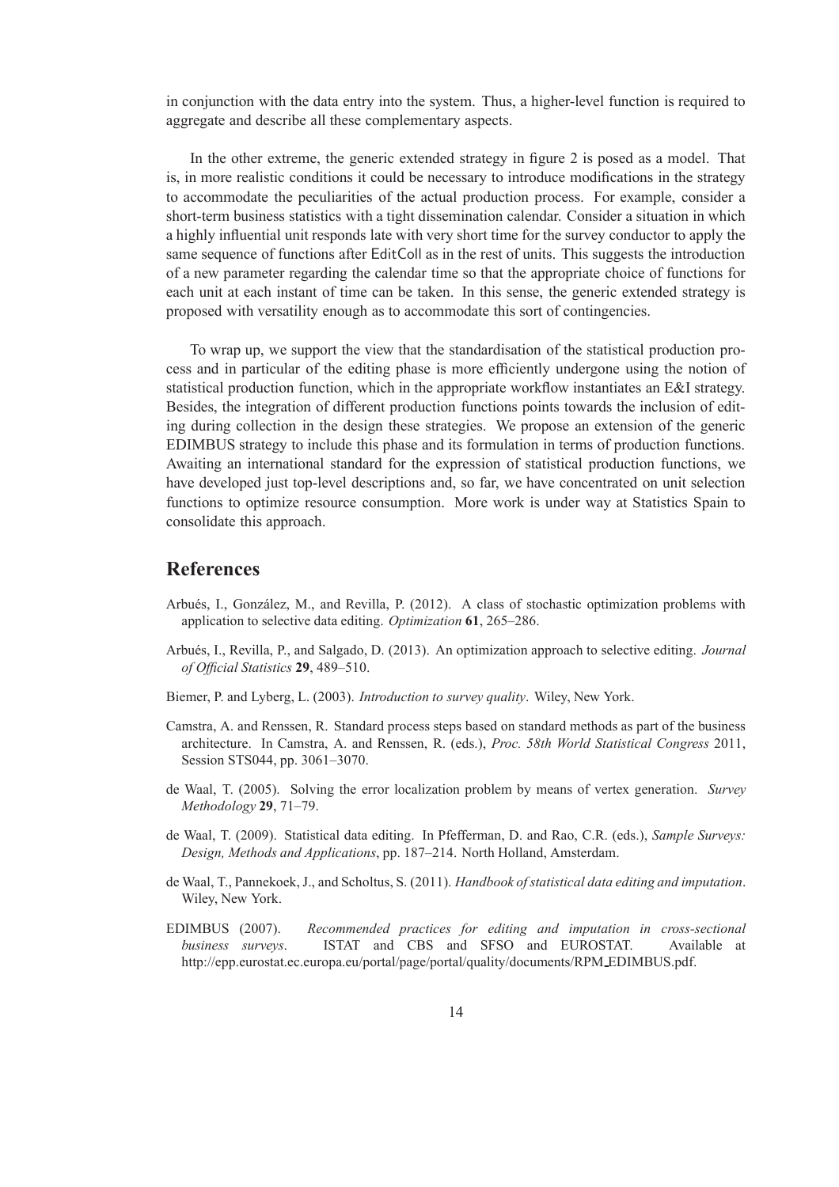in conjunction with the data entry into the system. Thus, a higher-level function is required to aggregate and describe all these complementary aspects.

In the other extreme, the generic extended strategy in figure 2 is posed as a model. That is, in more realistic conditions it could be necessary to introduce modifications in the strategy to accommodate the peculiarities of the actual production process. For example, consider a short-term business statistics with a tight dissemination calendar. Consider a situation in which a highly influential unit responds late with very short time for the survey conductor to apply the same sequence of functions after EditColl as in the rest of units. This suggests the introduction of a new parameter regarding the calendar time so that the appropriate choice of functions for each unit at each instant of time can be taken. In this sense, the generic extended strategy is proposed with versatility enough as to accommodate this sort of contingencies.

To wrap up, we support the view that the standardisation of the statistical production process and in particular of the editing phase is more efficiently undergone using the notion of statistical production function, which in the appropriate workflow instantiates an E&I strategy. Besides, the integration of different production functions points towards the inclusion of editing during collection in the design these strategies. We propose an extension of the generic EDIMBUS strategy to include this phase and its formulation in terms of production functions. Awaiting an international standard for the expression of statistical production functions, we have developed just top-level descriptions and, so far, we have concentrated on unit selection functions to optimize resource consumption. More work is under way at Statistics Spain to consolidate this approach.

## References

Arbués, I., González, M., and Revilla, P. (2012). A class of stochastic optimization problems with application to selective data editing. *Optimization* **61**, 265–286.

Arbués, I., Revilla, P., and Salgado, D. (2013). An optimization approach to selective editing. *Journal of Official Statistics* **29**, 489–510.

Biemer, P. and Lyberg, L. (2003). *Introduction to survey quality*. Wiley, New York.

Camstra, A. and Renssen, R. Standard process steps based on standard methods as part of the business architecture. In Camstra, A. and Renssen, R. (eds.), *Proc. 58th World Statistical Congress* 2011, Session STS044, pp. 3061–3070.

de Waal, T. (2005). Solving the error localization problem by means of vertex generation. *Survey Methodology* **29**, 71–79.

de Waal, T. (2009). Statistical data editing. In Pfefferman, D. and Rao, C.R. (eds.), *Sample Surveys: Design, Methods and Applications*, pp. 187–214. North Holland, Amsterdam.

de Waal, T., Pannekoek, J., and Scholtus, S. (2011). *Handbook of statistical data editing and imputation*. Wiley, New York.

EDIMBUS (2007). *Recommended practices for editing and imputation in cross-sectional business surveys*. ISTAT and CBS and SFSO and EUROSTAT. Available at http://epp.eurostat.ec.europa.eu/portal/page/portal/quality/documents/RPM_EDIMBUS.pdf.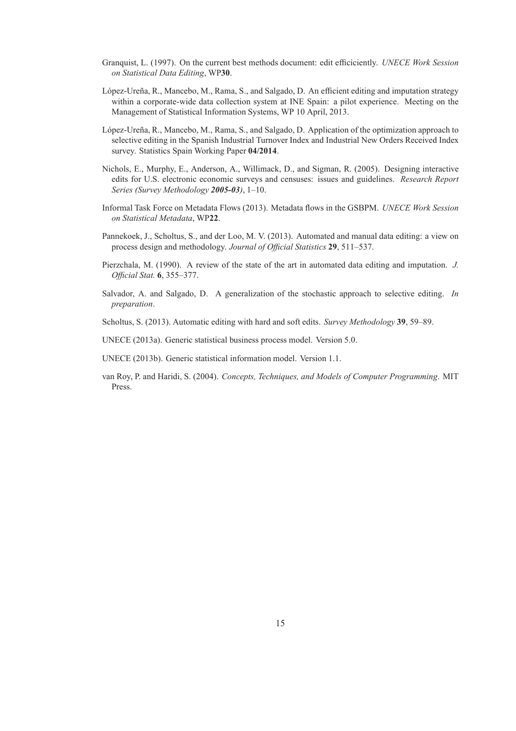Granquist, L. (1997). On the current best methods document: edit efficiciently. *UNECE Work Session on Statistical Data Editing*, WP**30**.

López-Ureña, R., Mancebo, M., Rama, S., and Salgado, D. An efficient editing and imputation strategy within a corporate-wide data collection system at INE Spain: a pilot experience. Meeting on the Management of Statistical Information Systems, WP 10 April, 2013.

López-Ureña, R., Mancebo, M., Rama, S., and Salgado, D. Application of the optimization approach to selective editing in the Spanish Industrial Turnover Index and Industrial New Orders Received Index survey. Statistics Spain Working Paper **04/2014**.

Nichols, E., Murphy, E., Anderson, A., Willimack, D., and Sigman, R. (2005). Designing interactive edits for U.S. electronic economic surveys and censuses: issues and guidelines. *Research Report Series (Survey Methodology **2005-03**)*, 1–10.

Informal Task Force on Metadata Flows (2013). Metadata flows in the GSBPM. *UNECE Work Session on Statistical Metadata*, WP**22**.

Pannekoek, J., Scholtus, S., and der Loo, M. V. (2013). Automated and manual data editing: a view on process design and methodology. *Journal of Official Statistics* **29**, 511–537.

Pierzchala, M. (1990). A review of the state of the art in automated data editing and imputation. *J. Official Stat.* **6**, 355–377.

Salvador, A. and Salgado, D. A generalization of the stochastic approach to selective editing. *In preparation*.

Scholtus, S. (2013). Automatic editing with hard and soft edits. *Survey Methodology* **39**, 59–89.

UNECE (2013a). Generic statistical business process model. Version 5.0.

UNECE (2013b). Generic statistical information model. Version 1.1.

van Roy, P. and Haridi, S. (2004). *Concepts, Techniques, and Models of Computer Programming*. MIT Press.